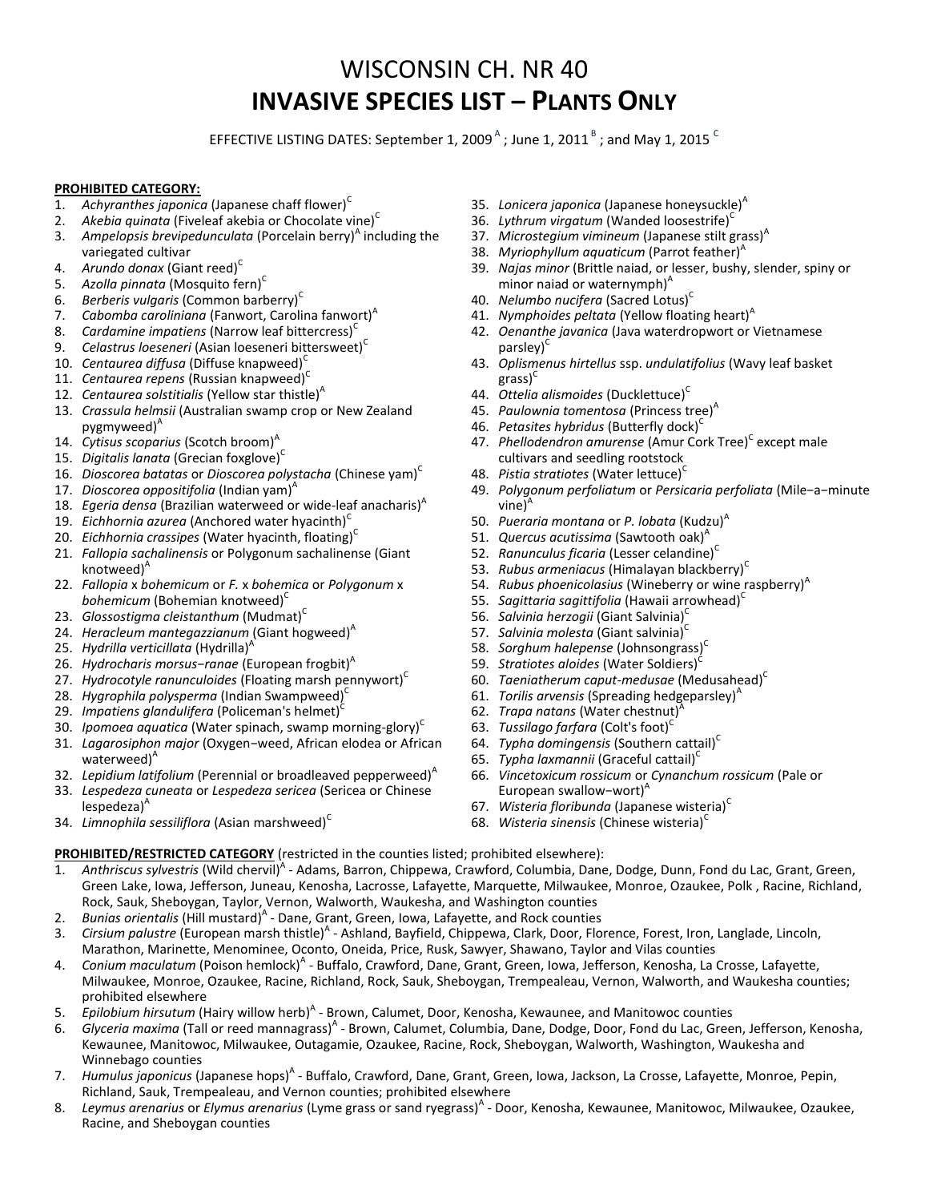# WISCONSIN CH. NR 40

# INVASIVE SPECIES LIST – PLANTS ONLY

EFFECTIVE LISTING DATES: September 1, 2009 [A] ; June 1, 2011 [B] ; and May 1, 2015 [C]

**PROHIBITED CATEGORY:**

1. *Achyranthes japonica* (Japanese chaff flower)[C]
2. *Akebia quinata* (Fiveleaf akebia or Chocolate vine)[C]
3. *Ampelopsis brevipedunculata* (Porcelain berry)[A] including the variegated cultivar
4. *Arundo donax* (Giant reed)[C]
5. *Azolla pinnata* (Mosquito fern)[C]
6. *Berberis vulgaris* (Common barberry)[C]
7. *Cabomba caroliniana* (Fanwort, Carolina fanwort)[A]
8. *Cardamine impatiens* (Narrow leaf bittercress)[C]
9. *Celastrus loeseneri* (Asian loeseneri bittersweet)[C]
10. *Centaurea diffusa* (Diffuse knapweed)[C]
11. *Centaurea repens* (Russian knapweed)[C]
12. *Centaurea solstitialis* (Yellow star thistle)[A]
13. *Crassula helmsii* (Australian swamp crop or New Zealand pygmyweed)[A]
14. *Cytisus scoparius* (Scotch broom)[A]
15. *Digitalis lanata* (Grecian foxglove)[C]
16. *Dioscorea batatas* or *Dioscorea polystacha* (Chinese yam)[C]
17. *Dioscorea oppositifolia* (Indian yam)[A]
18. *Egeria densa* (Brazilian waterweed or wide-leaf anacharis)[A]
19. *Eichhornia azurea* (Anchored water hyacinth)[C]
20. *Eichhornia crassipes* (Water hyacinth, floating)[C]
21. *Fallopia sachalinensis* or Polygonum sachalinense (Giant knotweed)[A]
22. *Fallopia* x *bohemicum* or *F.* x *bohemica* or *Polygonum* x *bohemicum* (Bohemian knotweed)[C]
23. *Glossostigma cleistanthum* (Mudmat)[C]
24. *Heracleum mantegazzianum* (Giant hogweed)[A]
25. *Hydrilla verticillata* (Hydrilla)[A]
26. *Hydrocharis morsus−ranae* (European frogbit)[A]
27. *Hydrocotyle ranunculoides* (Floating marsh pennywort)[C]
28. *Hygrophila polysperma* (Indian Swampweed)[C]
29. *Impatiens glandulifera* (Policeman's helmet)[C]
30. *Ipomoea aquatica* (Water spinach, swamp morning-glory)[C]
31. *Lagarosiphon major* (Oxygen−weed, African elodea or African waterweed)[A]
32. *Lepidium latifolium* (Perennial or broadleaved pepperweed)[A]
33. *Lespedeza cuneata* or *Lespedeza sericea* (Sericea or Chinese lespedeza)[A]
34. *Limnophila sessiliflora* (Asian marshweed)[C]
35. *Lonicera japonica* (Japanese honeysuckle)[A]
36. *Lythrum virgatum* (Wanded loosestrife)[C]
37. *Microstegium vimineum* (Japanese stilt grass)[A]
38. *Myriophyllum aquaticum* (Parrot feather)[A]
39. *Najas minor* (Brittle naiad, or lesser, bushy, slender, spiny or minor naiad or waternymph)[A]
40. *Nelumbo nucifera* (Sacred Lotus)[C]
41. *Nymphoides peltata* (Yellow floating heart)[A]
42. *Oenanthe javanica* (Java waterdropwort or Vietnamese parsley)[C]
43. *Oplismenus hirtellus* ssp. *undulatifolius* (Wavy leaf basket grass)[C]
44. *Ottelia alismoides* (Ducklettuce)[C]
45. *Paulownia tomentosa* (Princess tree)[A]
46. *Petasites hybridus* (Butterfly dock)[C]
47. *Phellodendron amurense* (Amur Cork Tree)[C] except male cultivars and seedling rootstock
48. *Pistia stratiotes* (Water lettuce)[C]
49. *Polygonum perfoliatum* or *Persicaria perfoliata* (Mile−a−minute vine)[A]
50. *Pueraria montana* or *P. lobata* (Kudzu)[A]
51. *Quercus acutissima* (Sawtooth oak)[A]
52. *Ranunculus ficaria* (Lesser celandine)[C]
53. *Rubus armeniacus* (Himalayan blackberry)[C]
54. *Rubus phoenicolasius* (Wineberry or wine raspberry)[A]
55. *Sagittaria sagittifolia* (Hawaii arrowhead)[C]
56. *Salvinia herzogii* (Giant Salvinia)[C]
57. *Salvinia molesta* (Giant salvinia)[C]
58. *Sorghum halepense* (Johnsongrass)[C]
59. *Stratiotes aloides* (Water Soldiers)[C]
60. *Taeniatherum caput-medusae* (Medusahead)[C]
61. *Torilis arvensis* (Spreading hedgeparsley)[A]
62. *Trapa natans* (Water chestnut)[A]
63. *Tussilago farfara* (Colt's foot)[C]
64. *Typha domingensis* (Southern cattail)[C]
65. *Typha laxmannii* (Graceful cattail)[C]
66. *Vincetoxicum rossicum* or *Cynanchum rossicum* (Pale or European swallow−wort)[A]
67. *Wisteria floribunda* (Japanese wisteria)[C]
68. *Wisteria sinensis* (Chinese wisteria)[C]

**PROHIBITED/RESTRICTED CATEGORY** (restricted in the counties listed; prohibited elsewhere):

1. *Anthriscus sylvestris* (Wild chervil)[A] - Adams, Barron, Chippewa, Crawford, Columbia, Dane, Dodge, Dunn, Fond du Lac, Grant, Green, Green Lake, Iowa, Jefferson, Juneau, Kenosha, Lacrosse, Lafayette, Marquette, Milwaukee, Monroe, Ozaukee, Polk , Racine, Richland, Rock, Sauk, Sheboygan, Taylor, Vernon, Walworth, Waukesha, and Washington counties
2. *Bunias orientalis* (Hill mustard)[A] - Dane, Grant, Green, Iowa, Lafayette, and Rock counties
3. *Cirsium palustre* (European marsh thistle)[A] - Ashland, Bayfield, Chippewa, Clark, Door, Florence, Forest, Iron, Langlade, Lincoln, Marathon, Marinette, Menominee, Oconto, Oneida, Price, Rusk, Sawyer, Shawano, Taylor and Vilas counties
4. *Conium maculatum* (Poison hemlock)[A] - Buffalo, Crawford, Dane, Grant, Green, Iowa, Jefferson, Kenosha, La Crosse, Lafayette, Milwaukee, Monroe, Ozaukee, Racine, Richland, Rock, Sauk, Sheboygan, Trempealeau, Vernon, Walworth, and Waukesha counties; prohibited elsewhere
5. *Epilobium hirsutum* (Hairy willow herb)[A] - Brown, Calumet, Door, Kenosha, Kewaunee, and Manitowoc counties
6. *Glyceria maxima* (Tall or reed mannagrass)[A] - Brown, Calumet, Columbia, Dane, Dodge, Door, Fond du Lac, Green, Jefferson, Kenosha, Kewaunee, Manitowoc, Milwaukee, Outagamie, Ozaukee, Racine, Rock, Sheboygan, Walworth, Washington, Waukesha and Winnebago counties
7. *Humulus japonicus* (Japanese hops)[A] - Buffalo, Crawford, Dane, Grant, Green, Iowa, Jackson, La Crosse, Lafayette, Monroe, Pepin, Richland, Sauk, Trempealeau, and Vernon counties; prohibited elsewhere
8. *Leymus arenarius* or *Elymus arenarius* (Lyme grass or sand ryegrass)[A] - Door, Kenosha, Kewaunee, Manitowoc, Milwaukee, Ozaukee, Racine, and Sheboygan counties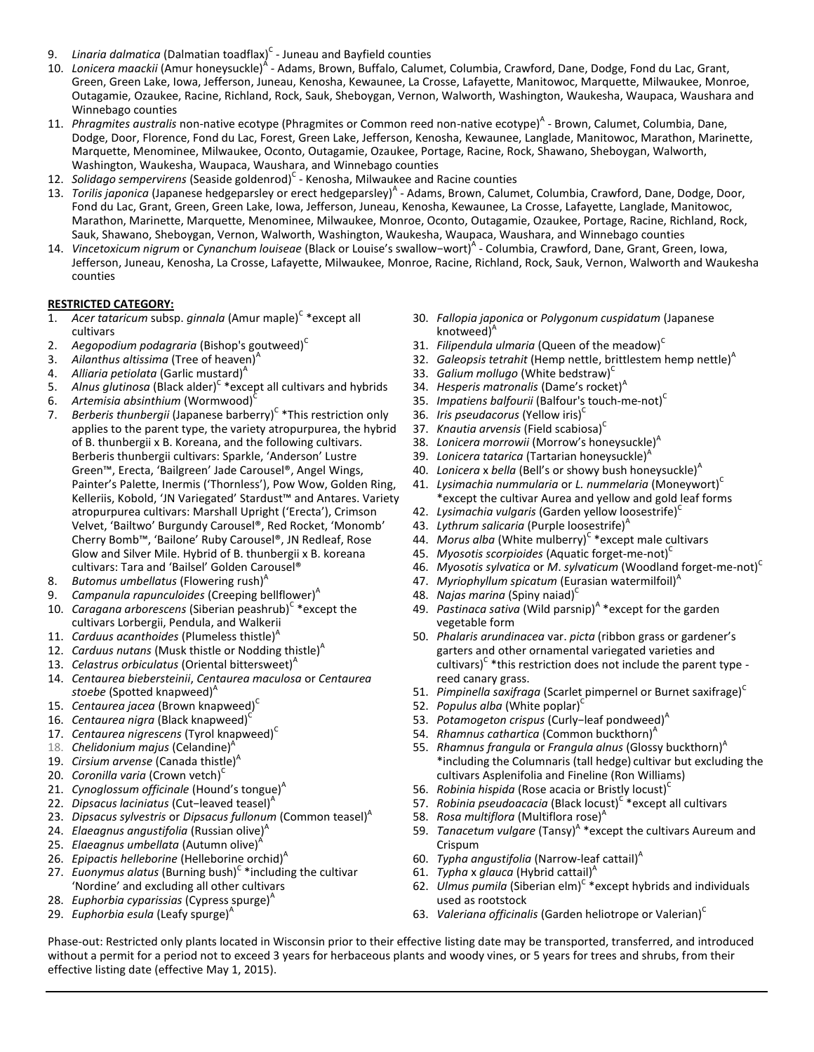9. *Linaria dalmatica* (Dalmatian toadflax)[C] - Juneau and Bayfield counties
10. *Lonicera maackii* (Amur honeysuckle)[A] - Adams, Brown, Buffalo, Calumet, Columbia, Crawford, Dane, Dodge, Fond du Lac, Grant, Green, Green Lake, Iowa, Jefferson, Juneau, Kenosha, Kewaunee, La Crosse, Lafayette, Manitowoc, Marquette, Milwaukee, Monroe, Outagamie, Ozaukee, Racine, Richland, Rock, Sauk, Sheboygan, Vernon, Walworth, Washington, Waukesha, Waupaca, Waushara and Winnebago counties
11. *Phragmites australis* non-native ecotype (Phragmites or Common reed non-native ecotype)[A] - Brown, Calumet, Columbia, Dane, Dodge, Door, Florence, Fond du Lac, Forest, Green Lake, Jefferson, Kenosha, Kewaunee, Langlade, Manitowoc, Marathon, Marinette, Marquette, Menominee, Milwaukee, Oconto, Outagamie, Ozaukee, Portage, Racine, Rock, Shawano, Sheboygan, Walworth, Washington, Waukesha, Waupaca, Waushara, and Winnebago counties
12. *Solidago sempervirens* (Seaside goldenrod)[C] - Kenosha, Milwaukee and Racine counties
13. *Torilis japonica* (Japanese hedgeparsley or erect hedgeparsley)[A] - Adams, Brown, Calumet, Columbia, Crawford, Dane, Dodge, Door, Fond du Lac, Grant, Green, Green Lake, Iowa, Jefferson, Juneau, Kenosha, Kewaunee, La Crosse, Lafayette, Langlade, Manitowoc, Marathon, Marinette, Marquette, Menominee, Milwaukee, Monroe, Oconto, Outagamie, Ozaukee, Portage, Racine, Richland, Rock, Sauk, Shawano, Sheboygan, Vernon, Walworth, Washington, Waukesha, Waupaca, Waushara, and Winnebago counties
14. *Vincetoxicum nigrum* or *Cynanchum louiseae* (Black or Louise's swallow−wort)[A] - Columbia, Crawford, Dane, Grant, Green, Iowa, Jefferson, Juneau, Kenosha, La Crosse, Lafayette, Milwaukee, Monroe, Racine, Richland, Rock, Sauk, Vernon, Walworth and Waukesha counties

**RESTRICTED CATEGORY:**

1. *Acer tataricum* subsp. *ginnala* (Amur maple)[C] *except all cultivars
2. *Aegopodium podagraria* (Bishop's goutweed)[C]
3. *Ailanthus altissima* (Tree of heaven)[A]
4. *Alliaria petiolata* (Garlic mustard)[A]
5. *Alnus glutinosa* (Black alder)[C] *except all cultivars and hybrids
6. *Artemisia absinthium* (Wormwood)[C]
7. *Berberis thunbergii* (Japanese barberry)[C] *This restriction only applies to the parent type, the variety atropurpurea, the hybrid of B. thunbergii x B. Koreana, and the following cultivars. Berberis thunbergii cultivars: Sparkle, 'Anderson' Lustre Green™, Erecta, 'Bailgreen' Jade Carousel®, Angel Wings, Painter's Palette, Inermis ('Thornless'), Pow Wow, Golden Ring, Kelleriis, Kobold, 'JN Variegated' Stardust™ and Antares. Variety atropurpurea cultivars: Marshall Upright ('Erecta'), Crimson Velvet, 'Bailtwo' Burgundy Carousel®, Red Rocket, 'Monomb' Cherry Bomb™, 'Bailone' Ruby Carousel®, JN Redleaf, Rose Glow and Silver Mile. Hybrid of B. thunbergii x B. koreana cultivars: Tara and 'Bailsel' Golden Carousel®
8. *Butomus umbellatus* (Flowering rush)[A]
9. *Campanula rapunculoides* (Creeping bellflower)[A]
10. *Caragana arborescens* (Siberian peashrub)[C] *except the cultivars Lorbergii, Pendula, and Walkerii
11. *Carduus acanthoides* (Plumeless thistle)[A]
12. *Carduus nutans* (Musk thistle or Nodding thistle)[A]
13. *Celastrus orbiculatus* (Oriental bittersweet)[A]
14. *Centaurea biebersteinii*, *Centaurea maculosa* or *Centaurea stoebe* (Spotted knapweed)[A]
15. *Centaurea jacea* (Brown knapweed)[C]
16. *Centaurea nigra* (Black knapweed)[C]
17. *Centaurea nigrescens* (Tyrol knapweed)[C]
18. *Chelidonium majus* (Celandine)[A]
19. *Cirsium arvense* (Canada thistle)[A]
20. *Coronilla varia* (Crown vetch)[C]
21. *Cynoglossum officinale* (Hound's tongue)[A]
22. *Dipsacus laciniatus* (Cut−leaved teasel)[A]
23. *Dipsacus sylvestris* or *Dipsacus fullonum* (Common teasel)[A]
24. *Elaeagnus angustifolia* (Russian olive)[A]
25. *Elaeagnus umbellata* (Autumn olive)[A]
26. *Epipactis helleborine* (Helleborine orchid)[A]
27. *Euonymus alatus* (Burning bush)[C] *including the cultivar 'Nordine' and excluding all other cultivars
28. *Euphorbia cyparissias* (Cypress spurge)[A]
29. *Euphorbia esula* (Leafy spurge)[A]
30. *Fallopia japonica* or *Polygonum cuspidatum* (Japanese knotweed)[A]
31. *Filipendula ulmaria* (Queen of the meadow)[C]
32. *Galeopsis tetrahit* (Hemp nettle, brittlestem hemp nettle)[A]
33. *Galium mollugo* (White bedstraw)[C]
34. *Hesperis matronalis* (Dame's rocket)[A]
35. *Impatiens balfourii* (Balfour's touch-me-not)[C]
36. *Iris pseudacorus* (Yellow iris)[C]
37. *Knautia arvensis* (Field scabiosa)[C]
38. *Lonicera morrowii* (Morrow's honeysuckle)[A]
39. *Lonicera tatarica* (Tartarian honeysuckle)[A]
40. *Lonicera* x *bella* (Bell's or showy bush honeysuckle)[A]
41. *Lysimachia nummularia* or *L. nummelaria* (Moneywort)[C] *except the cultivar Aurea and yellow and gold leaf forms
42. *Lysimachia vulgaris* (Garden yellow loosestrife)[C]
43. *Lythrum salicaria* (Purple loosestrife)[A]
44. *Morus alba* (White mulberry)[C] *except male cultivars
45. *Myosotis scorpioides* (Aquatic forget-me-not)[C]
46. *Myosotis sylvatica* or *M. sylvaticum* (Woodland forget-me-not)[C]
47. *Myriophyllum spicatum* (Eurasian watermilfoil)[A]
48. *Najas marina* (Spiny naiad)[C]
49. *Pastinaca sativa* (Wild parsnip)[A] *except for the garden vegetable form
50. *Phalaris arundinacea* var. *picta* (ribbon grass or gardener's garters and other ornamental variegated varieties and cultivars)[C] *this restriction does not include the parent type - reed canary grass.
51. *Pimpinella saxifraga* (Scarlet pimpernel or Burnet saxifrage)[C]
52. *Populus alba* (White poplar)[C]
53. *Potamogeton crispus* (Curly−leaf pondweed)[A]
54. *Rhamnus cathartica* (Common buckthorn)[A]
55. *Rhamnus frangula* or *Frangula alnus* (Glossy buckthorn)[A] *including the Columnaris (tall hedge) cultivar but excluding the cultivars Asplenifolia and Fineline (Ron Williams)
56. *Robinia hispida* (Rose acacia or Bristly locust)[C]
57. *Robinia pseudoacacia* (Black locust)[C] *except all cultivars
58. *Rosa multiflora* (Multiflora rose)[A]
59. *Tanacetum vulgare* (Tansy)[A] *except the cultivars Aureum and Crispum
60. *Typha angustifolia* (Narrow-leaf cattail)[A]
61. *Typha* x *glauca* (Hybrid cattail)[A]
62. *Ulmus pumila* (Siberian elm)[C] *except hybrids and individuals used as rootstock
63. *Valeriana officinalis* (Garden heliotrope or Valerian)[C]

Phase-out: Restricted only plants located in Wisconsin prior to their effective listing date may be transported, transferred, and introduced without a permit for a period not to exceed 3 years for herbaceous plants and woody vines, or 5 years for trees and shrubs, from their effective listing date (effective May 1, 2015).